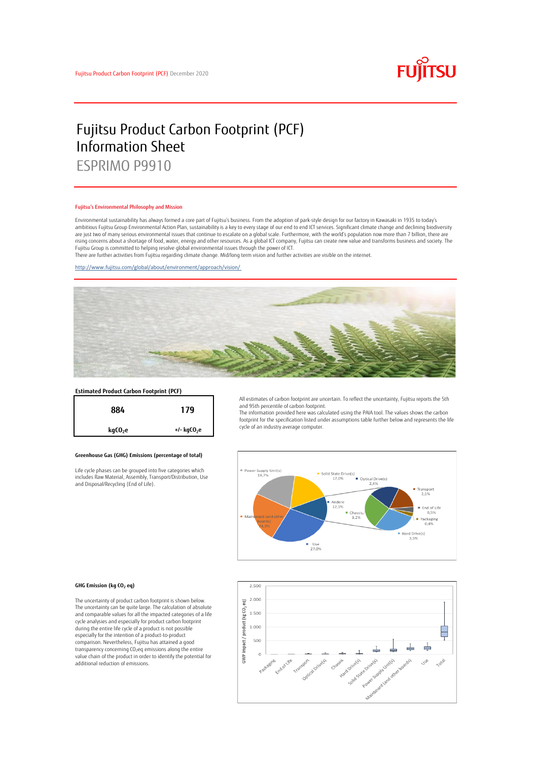Fujitsu Product Carbon Footprint (PCF) December 2020

# Fujitsu Product Carbon Footprint (PCF) Information Sheet

## ESPRIMO P9910

#### Fujitsu's Environmental Philosophy and Mission

Environmental sustainability has always formed a core part of Fujitsu's business. From the adoption of park-style design for our factory in Kawasaki in 1935 to today's ambitious Fujitsu Group Environmental Action Plan, sustainability is a key to every stage of our end to end ICT services. Significant climate change and declining biodiversity are just two of many serious environmental issues that continue to escalate on a global scale. Furthermore, with the world's population now more than 7 billion, there are rising concerns about a shortage of food, water, energy and other resources. As a global ICT company, Fujitsu can create new value and transforms business and society. The Fujitsu Group is committed to helping resolve global environmental issues through the power of ICT.
There are further activities from Fujitsu regarding climate change. Mid/long term vision and further activities are visible on the internet.

http://www.fujitsu.com/global/about/environment/approach/vision/

#### Estimated Product Carbon Footprint (PCF)

| 884 | 179 |
|---|---|
| $kgCO_2e$ | +/- $kgCO_2e$ |

All estimates of carbon footprint are uncertain. To reflect the uncertainty, Fujitsu reports the 5th and 95th percentile of carbon footprint.
The information provided here was calculated using the PAIA tool. The values shows the carbon footprint for the specification listed under assumptions table further below and represents the life cycle of an industry average computer.

#### Greenhouse Gas (GHG) Emissions (percentage of total)

Life cycle phases can be grouped into five categories which includes Raw Material, Assembly, Transport/Distribution, Use and Disposal/Recycling (End of Life).

#### GHG Emission (kg $CO_2$ eq)

The uncertainty of product carbon footprint is shown below. The uncertainty can be quite large. The calculation of absolute and comparable values for all the impacted categories of a life cycle analysies and especially for product carbon footprint during the entire life cycle of a product is not possible especially for the intention of a product-to-product comparison. Nevertheless, Fujitsu has attained a good transparency concerning $CO_2eq$ emissions along the entire value chain of the product in order to identify the potential for additional reduction of emissions.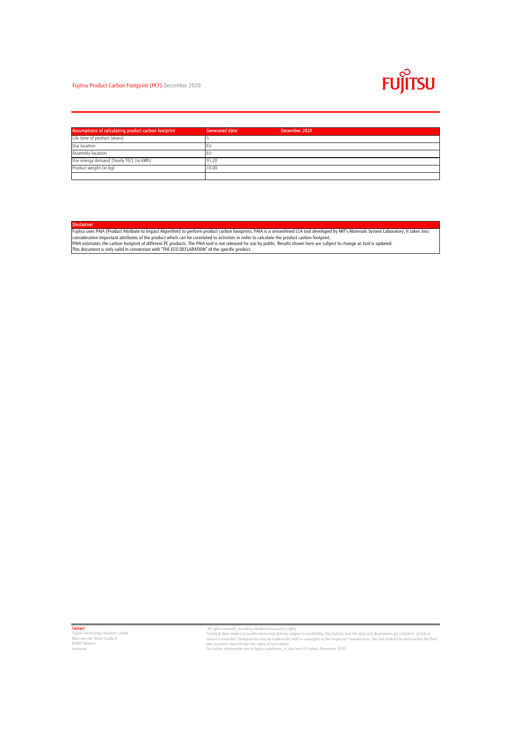Fujitsu Product Carbon Footprint (PCF) December 2020

FUJITSU

| Assumptions of calculating product carbon footprint | Generated date: December 2020 |
|---|---|
| Life time of product (years) | 5 |
| Use location | EU |
| Assembly location | EU |
| Use energy demand (Yearly TEC) (in kWh) | 91,20 |
| Product weight (in kg) | 10,00 |
| | |

**Disclaimer**

Fujitsu uses PAIA (Product Attribute to Impact Algorithm) to perform product carbon footprints. PAIA is a streamlined LCA tool developed by MIT's Materials System Laboratory. It takes into consideration important attributes of the product which can be correlated to activities in order to calculate the product carbon footprint.
PAIA estimates the carbon footprint of different PC products. The PAIA tool is not released for use by public. Results shown here are subject to change as tool is updated.
This document is only valid in connection with "THE ECO DECLARATION" of the specific product.

**Contact**
Fujitsu Technology Solutions GmbH
Mies-van-der-Rohe-Straße 8
80807 Munich
Germany

All rights reserved, including intellectual property rights.
Technical data subject to modifications and delivery subject to availability. Any liability that the data and illustrations are complete, actual or correct is excluded. Designations may be trademarks and/ or copyrights of the respective manufacturer, the use of which by third parties for their own purposes may infringe the rights of such owner.
For further information see ts.fujitsu.com/terms_of_use.html © Fujitsu, December 2020